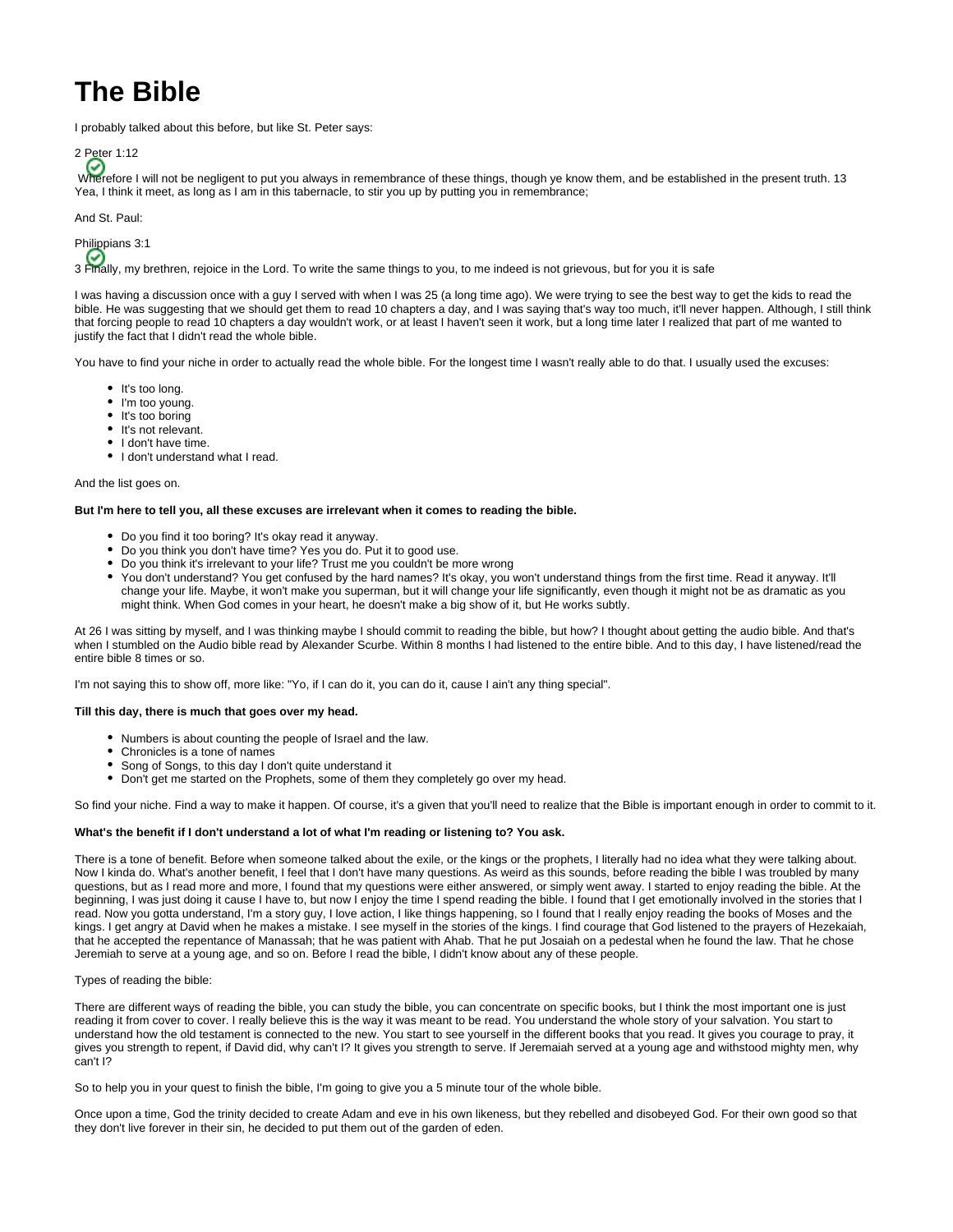# The Bible

I probably talked about this before, but like St. Peter says:

2 Peter 1:12

Wherefore I will not be negligent to put you always in remembrance of these things, though ye know them, and be established in the present truth. 13 Yea, I think it meet, as long as I am in this tabernacle, to stir you up by putting you in remembrance;

And St. Paul:

Philippians 3:1

3 Finally, my brethren, rejoice in the Lord. To write the same things to you, to me indeed is not grievous, but for you it is safe

I was having a discussion once with a guy I served with when I was 25 (a long time ago). We were trying to see the best way to get the kids to read the bible. He was suggesting that we should get them to read 10 chapters a day, and I was saying that's way too much, it'll never happen. Although, I still think that forcing people to read 10 chapters a day wouldn't work, or at least I haven't seen it work, but a long time later I realized that part of me wanted to justify the fact that I didn't read the whole bible.

You have to find your niche in order to actually read the whole bible. For the longest time I wasn't really able to do that. I usually used the excuses:

- It's too long.
- I'm too young.
- It's too boring
- It's not relevant.
- I don't have time.
- I don't understand what I read.

And the list goes on.

**But I'm here to tell you, all these excuses are irrelevant when it comes to reading the bible.**

- Do you find it too boring? It's okay read it anyway.
- Do you think you don't have time? Yes you do. Put it to good use.
- Do you think it's irrelevant to your life? Trust me you couldn't be more wrong
- You don't understand? You get confused by the hard names? It's okay, you won't understand things from the first time. Read it anyway. It'll change your life. Maybe, it won't make you superman, but it will change your life significantly, even though it might not be as dramatic as you might think. When God comes in your heart, he doesn't make a big show of it, but He works subtly.

At 26 I was sitting by myself, and I was thinking maybe I should commit to reading the bible, but how? I thought about getting the audio bible. And that's when I stumbled on the Audio bible read by Alexander Scurbe. Within 8 months I had listened to the entire bible. And to this day, I have listened/read the entire bible 8 times or so.

I'm not saying this to show off, more like: "Yo, if I can do it, you can do it, cause I ain't any thing special".

**Till this day, there is much that goes over my head.**

- Numbers is about counting the people of Israel and the law.
- Chronicles is a tone of names
- Song of Songs, to this day I don't quite understand it
- Don't get me started on the Prophets, some of them they completely go over my head.

So find your niche. Find a way to make it happen. Of course, it's a given that you'll need to realize that the Bible is important enough in order to commit to it.

**What's the benefit if I don't understand a lot of what I'm reading or listening to? You ask.**

There is a tone of benefit. Before when someone talked about the exile, or the kings or the prophets, I literally had no idea what they were talking about. Now I kinda do. What's another benefit, I feel that I don't have many questions. As weird as this sounds, before reading the bible I was troubled by many questions, but as I read more and more, I found that my questions were either answered, or simply went away. I started to enjoy reading the bible. At the beginning, I was just doing it cause I have to, but now I enjoy the time I spend reading the bible. I found that I get emotionally involved in the stories that I read. Now you gotta understand, I'm a story guy, I love action, I like things happening, so I found that I really enjoy reading the books of Moses and the kings. I get angry at David when he makes a mistake. I see myself in the stories of the kings. I find courage that God listened to the prayers of Hezekaiah, that he accepted the repentance of Manassah; that he was patient with Ahab. That he put Josaiah on a pedestal when he found the law. That he chose Jeremiah to serve at a young age, and so on. Before I read the bible, I didn't know about any of these people.

Types of reading the bible:

There are different ways of reading the bible, you can study the bible, you can concentrate on specific books, but I think the most important one is just reading it from cover to cover. I really believe this is the way it was meant to be read. You understand the whole story of your salvation. You start to understand how the old testament is connected to the new. You start to see yourself in the different books that you read. It gives you courage to pray, it gives you strength to repent, if David did, why can't I? It gives you strength to serve. If Jeremaiah served at a young age and withstood mighty men, why can't I?

So to help you in your quest to finish the bible, I'm going to give you a 5 minute tour of the whole bible.

Once upon a time, God the trinity decided to create Adam and eve in his own likeness, but they rebelled and disobeyed God. For their own good so that they don't live forever in their sin, he decided to put them out of the garden of eden.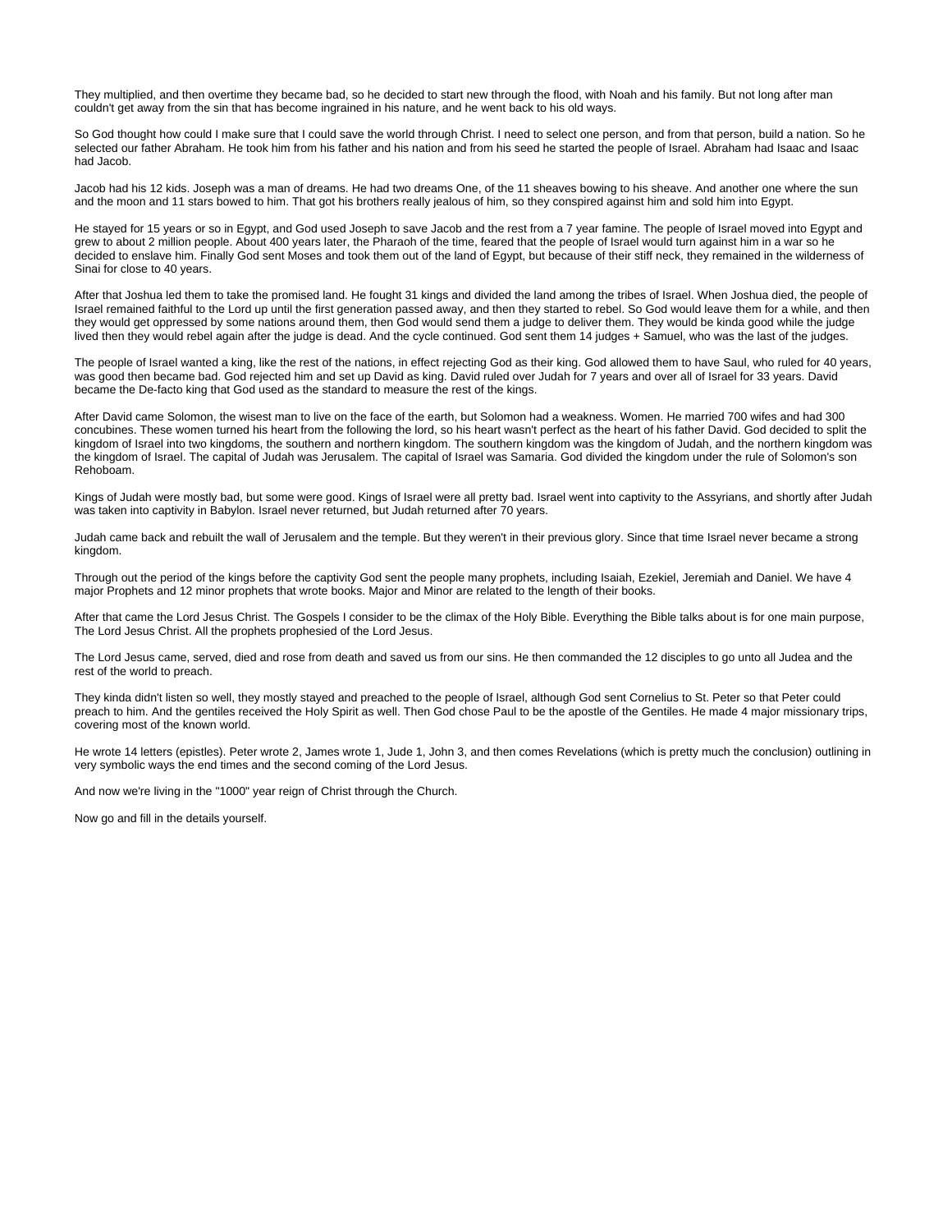They multiplied, and then overtime they became bad, so he decided to start new through the flood, with Noah and his family. But not long after man couldn't get away from the sin that has become ingrained in his nature, and he went back to his old ways.

So God thought how could I make sure that I could save the world through Christ. I need to select one person, and from that person, build a nation. So he selected our father Abraham. He took him from his father and his nation and from his seed he started the people of Israel. Abraham had Isaac and Isaac had Jacob.

Jacob had his 12 kids. Joseph was a man of dreams. He had two dreams One, of the 11 sheaves bowing to his sheave. And another one where the sun and the moon and 11 stars bowed to him. That got his brothers really jealous of him, so they conspired against him and sold him into Egypt.

He stayed for 15 years or so in Egypt, and God used Joseph to save Jacob and the rest from a 7 year famine. The people of Israel moved into Egypt and grew to about 2 million people. About 400 years later, the Pharaoh of the time, feared that the people of Israel would turn against him in a war so he decided to enslave him. Finally God sent Moses and took them out of the land of Egypt, but because of their stiff neck, they remained in the wilderness of Sinai for close to 40 years.

After that Joshua led them to take the promised land. He fought 31 kings and divided the land among the tribes of Israel. When Joshua died, the people of Israel remained faithful to the Lord up until the first generation passed away, and then they started to rebel. So God would leave them for a while, and then they would get oppressed by some nations around them, then God would send them a judge to deliver them. They would be kinda good while the judge lived then they would rebel again after the judge is dead. And the cycle continued. God sent them 14 judges + Samuel, who was the last of the judges.

The people of Israel wanted a king, like the rest of the nations, in effect rejecting God as their king. God allowed them to have Saul, who ruled for 40 years, was good then became bad. God rejected him and set up David as king. David ruled over Judah for 7 years and over all of Israel for 33 years. David became the De-facto king that God used as the standard to measure the rest of the kings.

After David came Solomon, the wisest man to live on the face of the earth, but Solomon had a weakness. Women. He married 700 wifes and had 300 concubines. These women turned his heart from the following the lord, so his heart wasn't perfect as the heart of his father David. God decided to split the kingdom of Israel into two kingdoms, the southern and northern kingdom. The southern kingdom was the kingdom of Judah, and the northern kingdom was the kingdom of Israel. The capital of Judah was Jerusalem. The capital of Israel was Samaria. God divided the kingdom under the rule of Solomon's son Rehoboam.

Kings of Judah were mostly bad, but some were good. Kings of Israel were all pretty bad. Israel went into captivity to the Assyrians, and shortly after Judah was taken into captivity in Babylon. Israel never returned, but Judah returned after 70 years.

Judah came back and rebuilt the wall of Jerusalem and the temple. But they weren't in their previous glory. Since that time Israel never became a strong kingdom.

Through out the period of the kings before the captivity God sent the people many prophets, including Isaiah, Ezekiel, Jeremiah and Daniel. We have 4 major Prophets and 12 minor prophets that wrote books. Major and Minor are related to the length of their books.

After that came the Lord Jesus Christ. The Gospels I consider to be the climax of the Holy Bible. Everything the Bible talks about is for one main purpose, The Lord Jesus Christ. All the prophets prophesied of the Lord Jesus.

The Lord Jesus came, served, died and rose from death and saved us from our sins. He then commanded the 12 disciples to go unto all Judea and the rest of the world to preach.

They kinda didn't listen so well, they mostly stayed and preached to the people of Israel, although God sent Cornelius to St. Peter so that Peter could preach to him. And the gentiles received the Holy Spirit as well. Then God chose Paul to be the apostle of the Gentiles. He made 4 major missionary trips, covering most of the known world.

He wrote 14 letters (epistles). Peter wrote 2, James wrote 1, Jude 1, John 3, and then comes Revelations (which is pretty much the conclusion) outlining in very symbolic ways the end times and the second coming of the Lord Jesus.

And now we're living in the "1000" year reign of Christ through the Church.

Now go and fill in the details yourself.